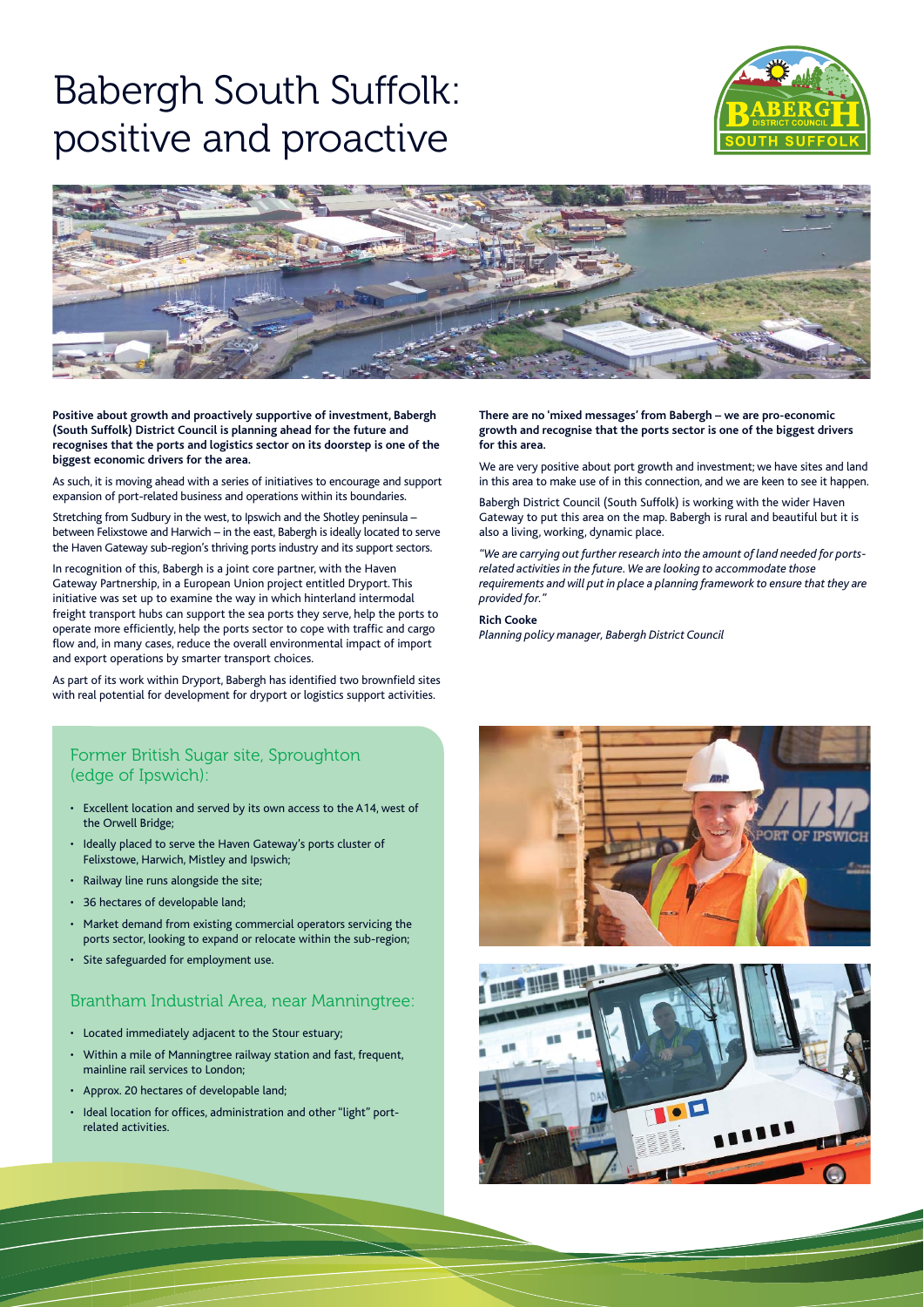# Babergh South Suffolk: positive and proactive

**Positive about growth and proactively supportive of investment, Babergh (South Suffolk) District Council is planning ahead for the future and recognises that the ports and logistics sector on its doorstep is one of the biggest economic drivers for the area.**

As such, it is moving ahead with a series of initiatives to encourage and support expansion of port-related business and operations within its boundaries.

Stretching from Sudbury in the west, to Ipswich and the Shotley peninsula – between Felixstowe and Harwich – in the east, Babergh is ideally located to serve the Haven Gateway sub-region's thriving ports industry and its support sectors.

In recognition of this, Babergh is a joint core partner, with the Haven Gateway Partnership, in a European Union project entitled Dryport. This initiative was set up to examine the way in which hinterland intermodal freight transport hubs can support the sea ports they serve, help the ports to operate more efficiently, help the ports sector to cope with traffic and cargo flow and, in many cases, reduce the overall environmental impact of import and export operations by smarter transport choices.

As part of its work within Dryport, Babergh has identified two brownfield sites with real potential for development for dryport or logistics support activities.

**There are no 'mixed messages' from Babergh – we are pro-economic growth and recognise that the ports sector is one of the biggest drivers for this area.**

We are very positive about port growth and investment; we have sites and land in this area to make use of in this connection, and we are keen to see it happen.

Babergh District Council (South Suffolk) is working with the wider Haven Gateway to put this area on the map. Babergh is rural and beautiful but it is also a living, working, dynamic place.

*"We are carrying out further research into the amount of land needed for ports-related activities in the future. We are looking to accommodate those requirements and will put in place a planning framework to ensure that they are provided for."*

**Rich Cooke**
*Planning policy manager, Babergh District Council*

## Former British Sugar site, Sproughton (edge of Ipswich):

- Excellent location and served by its own access to the A14, west of the Orwell Bridge;
- Ideally placed to serve the Haven Gateway's ports cluster of Felixstowe, Harwich, Mistley and Ipswich;
- Railway line runs alongside the site;
- 36 hectares of developable land;
- Market demand from existing commercial operators servicing the ports sector, looking to expand or relocate within the sub-region;
- Site safeguarded for employment use.

## Brantham Industrial Area, near Manningtree:

- Located immediately adjacent to the Stour estuary;
- Within a mile of Manningtree railway station and fast, frequent, mainline rail services to London;
- Approx. 20 hectares of developable land;
- Ideal location for offices, administration and other "light" port-related activities.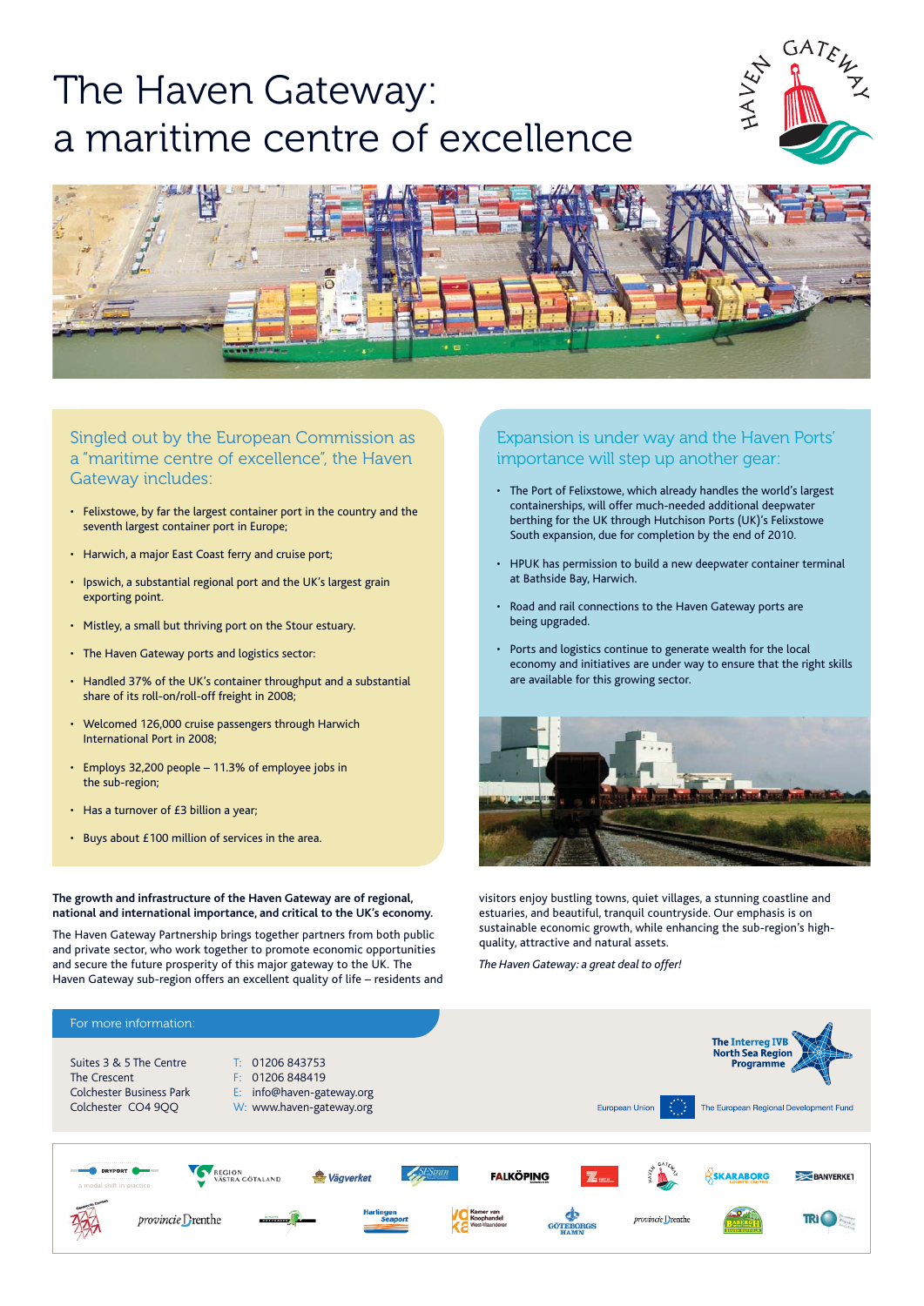# The Haven Gateway: a maritime centre of excellence

HAVEN GATEWAY

## Singled out by the European Commission as a "maritime centre of excellence", the Haven Gateway includes:

- Felixstowe, by far the largest container port in the country and the seventh largest container port in Europe;
- Harwich, a major East Coast ferry and cruise port;
- Ipswich, a substantial regional port and the UK's largest grain exporting point.
- Mistley, a small but thriving port on the Stour estuary.
- The Haven Gateway ports and logistics sector:
- Handled 37% of the UK's container throughput and a substantial share of its roll-on/roll-off freight in 2008;
- Welcomed 126,000 cruise passengers through Harwich International Port in 2008;
- Employs 32,200 people – 11.3% of employee jobs in the sub-region;
- Has a turnover of £3 billion a year;
- Buys about £100 million of services in the area.

## Expansion is under way and the Haven Ports' importance will step up another gear:

- The Port of Felixstowe, which already handles the world's largest containerships, will offer much-needed additional deepwater berthing for the UK through Hutchison Ports (UK)'s Felixstowe South expansion, due for completion by the end of 2010.
- HPUK has permission to build a new deepwater container terminal at Bathside Bay, Harwich.
- Road and rail connections to the Haven Gateway ports are being upgraded.
- Ports and logistics continue to generate wealth for the local economy and initiatives are under way to ensure that the right skills are available for this growing sector.

**The growth and infrastructure of the Haven Gateway are of regional, national and international importance, and critical to the UK's economy.**

The Haven Gateway Partnership brings together partners from both public and private sector, who work together to promote economic opportunities and secure the future prosperity of this major gateway to the UK. The Haven Gateway sub-region offers an excellent quality of life – residents and visitors enjoy bustling towns, quiet villages, a stunning coastline and estuaries, and beautiful, tranquil countryside. Our emphasis is on sustainable economic growth, while enhancing the sub-region's high-quality, attractive and natural assets.

*The Haven Gateway: a great deal to offer!*

## For more information:

Suites 3 & 5 The Crescent
The Crescent
Colchester Business Park
Colchester CO4 9QQ

T: 01206 843753
F: 01206 848419
E: info@haven-gateway.org
W: www.haven-gateway.org

The Interreg IVB North Sea Region Programme

European Union — The European Regional Development Fund

DRYPORT a modal shift in practice · Region Västra Götaland · Vägverket · Falköping · Haven Gateway · Skaraborg · Banverket · provincie Drenthe · Harlingen Seaport · Kamer van Koophandel West-Vlaanderen · Göteborgs Hamn · provincie Drenthe · Babergh · TRI